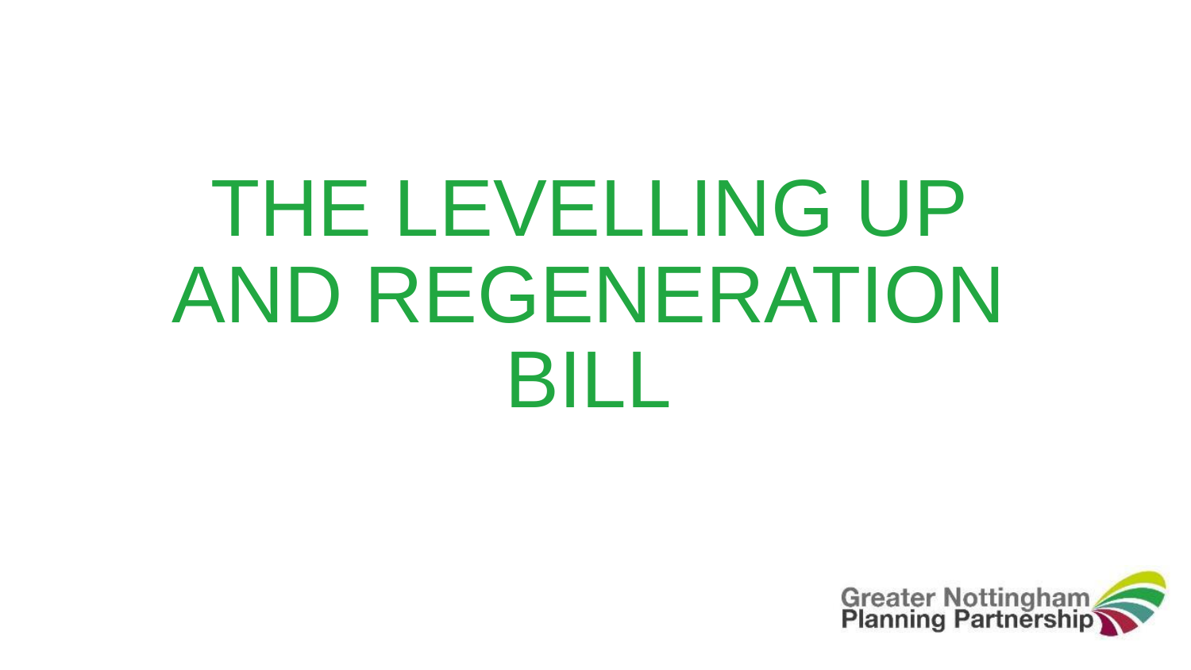# THE LEVELLING UP AND REGENERATION BILL

Greater Nottingham Planning Partnership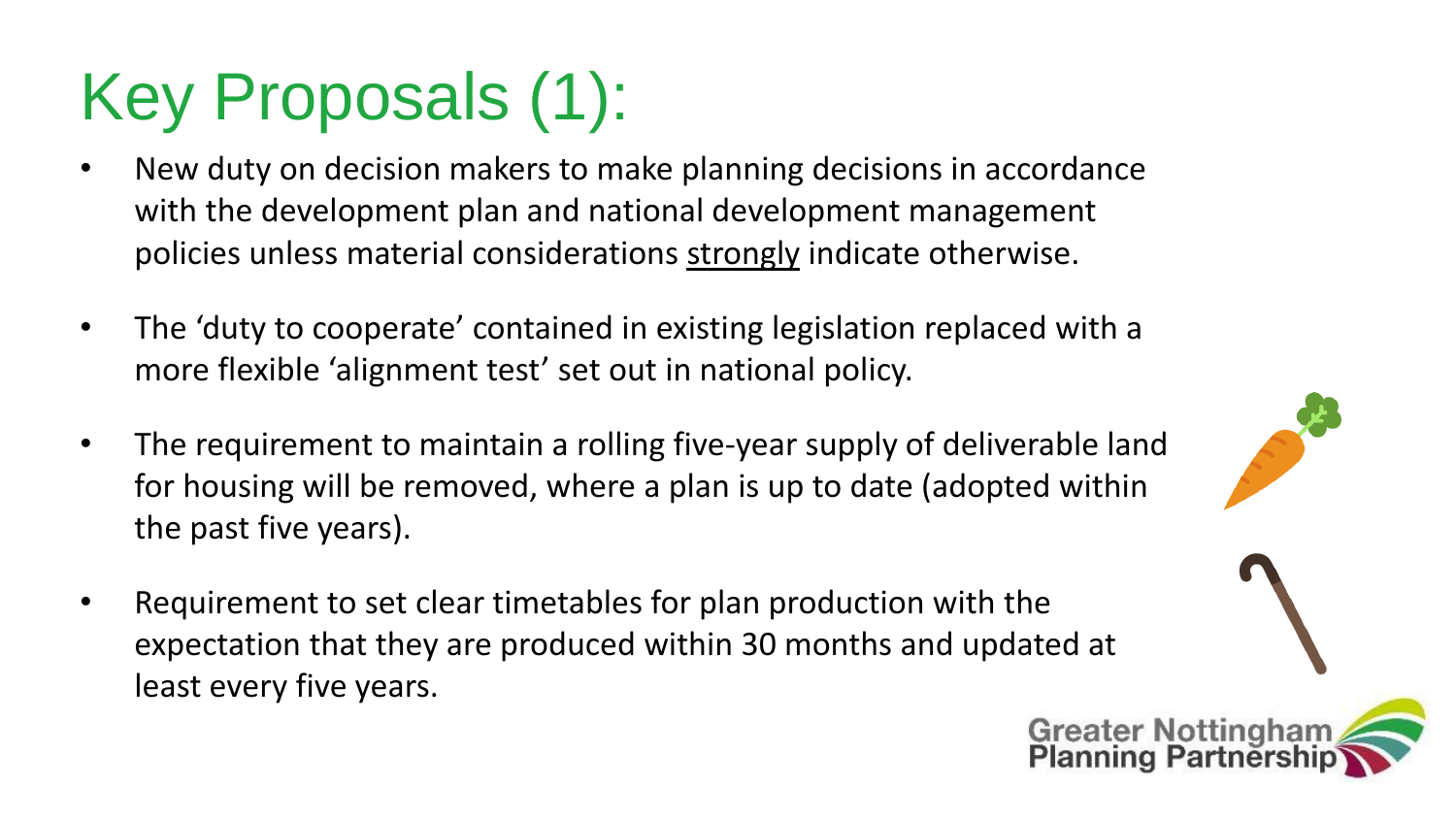# Key Proposals (1):

- New duty on decision makers to make planning decisions in accordance with the development plan and national development management policies unless material considerations <u>strongly</u> indicate otherwise.
- The 'duty to cooperate' contained in existing legislation replaced with a more flexible 'alignment test' set out in national policy.
- The requirement to maintain a rolling five-year supply of deliverable land for housing will be removed, where a plan is up to date (adopted within the past five years).
- Requirement to set clear timetables for plan production with the expectation that they are produced within 30 months and updated at least every five years.

Greater Nottingham Planning Partnership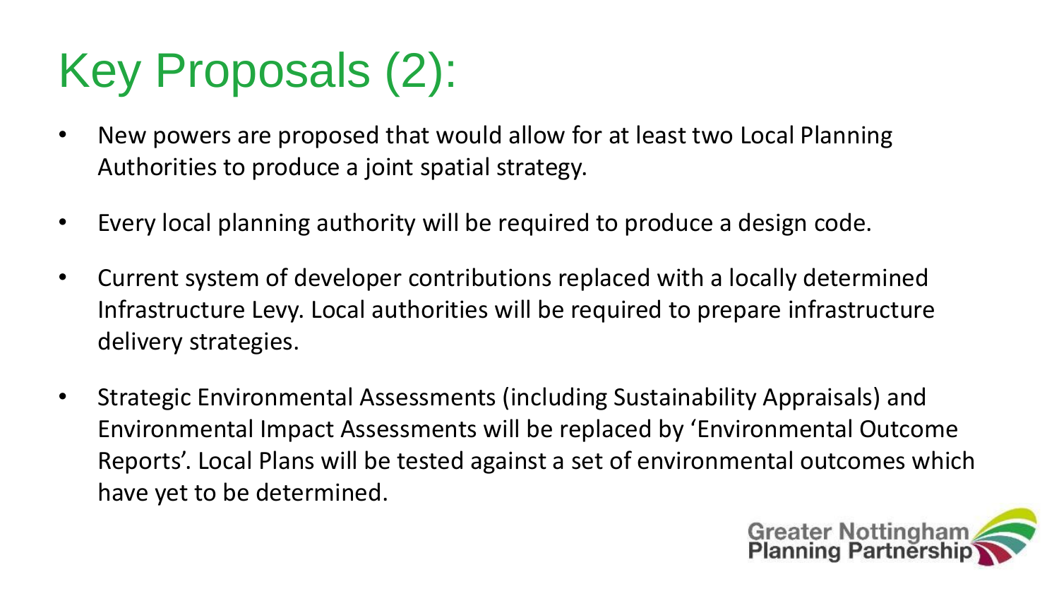# Key Proposals (2):

- New powers are proposed that would allow for at least two Local Planning Authorities to produce a joint spatial strategy.
- Every local planning authority will be required to produce a design code.
- Current system of developer contributions replaced with a locally determined Infrastructure Levy. Local authorities will be required to prepare infrastructure delivery strategies.
- Strategic Environmental Assessments (including Sustainability Appraisals) and Environmental Impact Assessments will be replaced by 'Environmental Outcome Reports'. Local Plans will be tested against a set of environmental outcomes which have yet to be determined.

Greater Nottingham Planning Partnership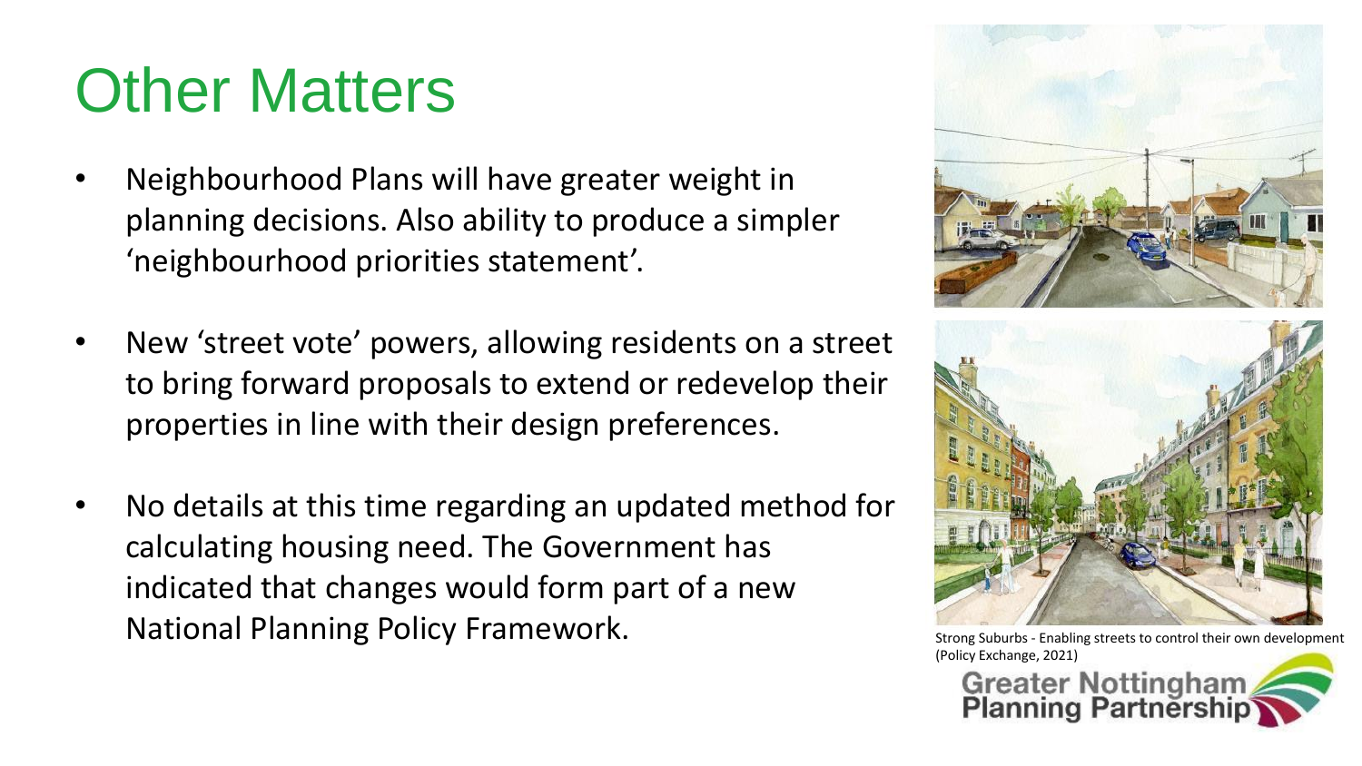# Other Matters

- Neighbourhood Plans will have greater weight in planning decisions. Also ability to produce a simpler 'neighbourhood priorities statement'.
- New 'street vote' powers, allowing residents on a street to bring forward proposals to extend or redevelop their properties in line with their design preferences.
- No details at this time regarding an updated method for calculating housing need. The Government has indicated that changes would form part of a new National Planning Policy Framework.

Strong Suburbs - Enabling streets to control their own development (Policy Exchange, 2021)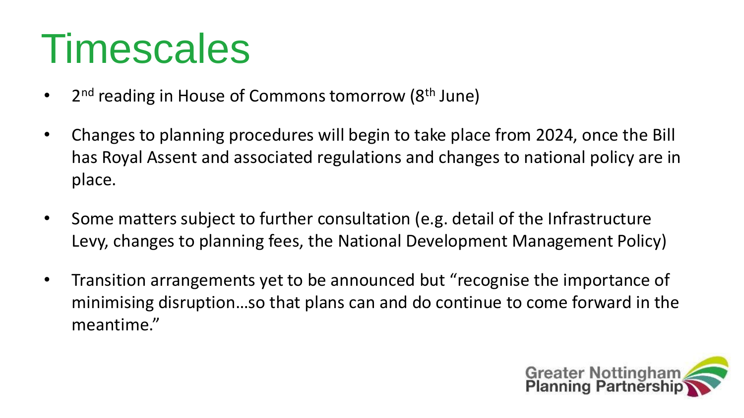# Timescales

- 2nd reading in House of Commons tomorrow (8th June)
- Changes to planning procedures will begin to take place from 2024, once the Bill has Royal Assent and associated regulations and changes to national policy are in place.
- Some matters subject to further consultation (e.g. detail of the Infrastructure Levy, changes to planning fees, the National Development Management Policy)
- Transition arrangements yet to be announced but "recognise the importance of minimising disruption…so that plans can and do continue to come forward in the meantime."

Greater Nottingham Planning Partnership